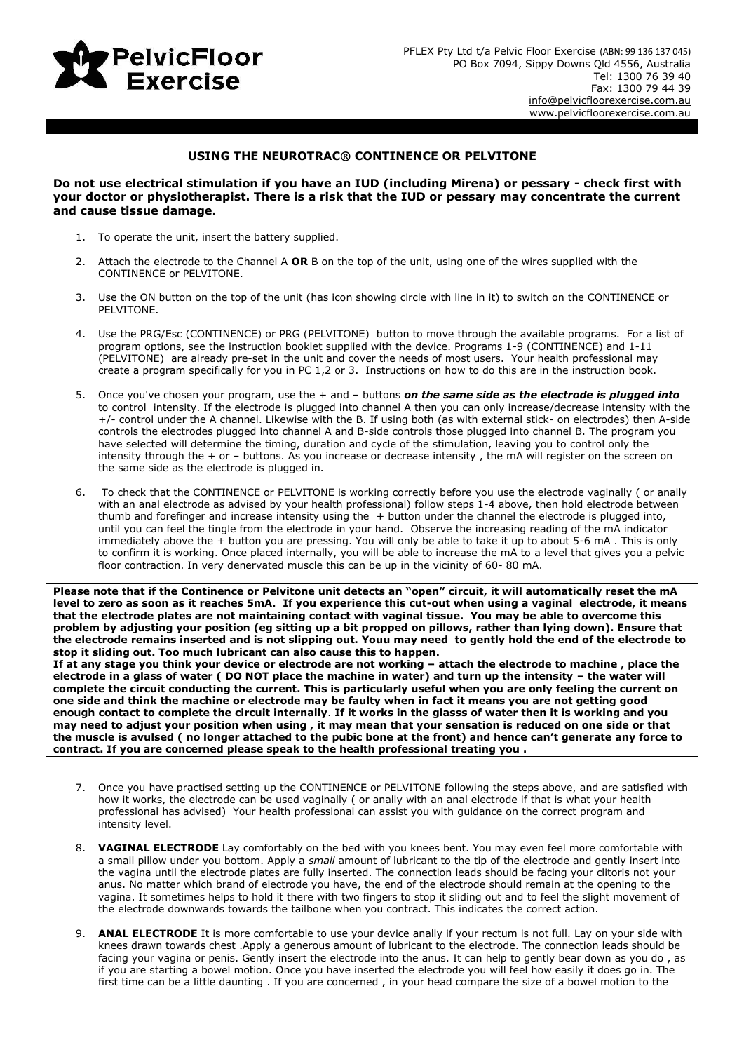PFLEX Pty Ltd t/a Pelvic Floor Exercise (ABN: 99 136 137 045)
PO Box 7094, Sippy Downs Qld 4556, Australia
Tel: 1300 76 39 40
Fax: 1300 79 44 39
info@pelvicfloorexercise.com.au
www.pelvicfloorexercise.com.au

## USING THE NEUROTRAC® CONTINENCE OR PELVITONE

**Do not use electrical stimulation if you have an IUD (including Mirena) or pessary - check first with your doctor or physiotherapist. There is a risk that the IUD or pessary may concentrate the current and cause tissue damage.**

1. To operate the unit, insert the battery supplied.

2. Attach the electrode to the Channel A **OR** B on the top of the unit, using one of the wires supplied with the CONTINENCE or PELVITONE.

3. Use the ON button on the top of the unit (has icon showing circle with line in it) to switch on the CONTINENCE or PELVITONE.

4. Use the PRG/Esc (CONTINENCE) or PRG (PELVITONE) button to move through the available programs. For a list of program options, see the instruction booklet supplied with the device. Programs 1-9 (CONTINENCE) and 1-11 (PELVITONE) are already pre-set in the unit and cover the needs of most users. Your health professional may create a program specifically for you in PC 1,2 or 3. Instructions on how to do this are in the instruction book.

5. Once you've chosen your program, use the + and – buttons ***on the same side as the electrode is plugged into*** to control intensity. If the electrode is plugged into channel A then you can only increase/decrease intensity with the +/- control under the A channel. Likewise with the B. If using both (as with external stick- on electrodes) then A-side controls the electrodes plugged into channel A and B-side controls those plugged into channel B. The program you have selected will determine the timing, duration and cycle of the stimulation, leaving you to control only the intensity through the + or – buttons. As you increase or decrease intensity , the mA will register on the screen on the same side as the electrode is plugged in.

6. To check that the CONTINENCE or PELVITONE is working correctly before you use the electrode vaginally ( or anally with an anal electrode as advised by your health professional) follow steps 1-4 above, then hold electrode between thumb and forefinger and increase intensity using the + button under the channel the electrode is plugged into, until you can feel the tingle from the electrode in your hand. Observe the increasing reading of the mA indicator immediately above the + button you are pressing. You will only be able to take it up to about 5-6 mA . This is only to confirm it is working. Once placed internally, you will be able to increase the mA to a level that gives you a pelvic floor contraction. In very denervated muscle this can be up in the vicinity of 60- 80 mA.

**Please note that if the Continence or Pelvitone unit detects an "open" circuit, it will automatically reset the mA level to zero as soon as it reaches 5mA. If you experience this cut-out when using a vaginal electrode, it means that the electrode plates are not maintaining contact with vaginal tissue. You may be able to overcome this problem by adjusting your position (eg sitting up a bit propped on pillows, rather than lying down). Ensure that the electrode remains inserted and is not slipping out. Youu may need to gently hold the end of the electrode to stop it sliding out. Too much lubricant can also cause this to happen.**
**If at any stage you think your device or electrode are not working – attach the electrode to machine , place the electrode in a glass of water ( DO NOT place the machine in water) and turn up the intensity – the water will complete the circuit conducting the current. This is particularly useful when you are only feeling the current on one side and think the machine or electrode may be faulty when in fact it means you are not getting good enough contact to complete the circuit internally**. **If it works in the glasss of water then it is working and you may need to adjust your position when using , it may mean that your sensation is reduced on one side or that the muscle is avulsed ( no longer attached to the pubic bone at the front) and hence can't generate any force to contract. If you are concerned please speak to the health professional treating you .**

7. Once you have practised setting up the CONTINENCE or PELVITONE following the steps above, and are satisfied with how it works, the electrode can be used vaginally ( or anally with an anal electrode if that is what your health professional has advised) Your health professional can assist you with guidance on the correct program and intensity level.

8. **VAGINAL ELECTRODE** Lay comfortably on the bed with you knees bent. You may even feel more comfortable with a small pillow under you bottom. Apply a *small* amount of lubricant to the tip of the electrode and gently insert into the vagina until the electrode plates are fully inserted. The connection leads should be facing your clitoris not your anus. No matter which brand of electrode you have, the end of the electrode should remain at the opening to the vagina. It sometimes helps to hold it there with two fingers to stop it sliding out and to feel the slight movement of the electrode downwards towards the tailbone when you contract. This indicates the correct action.

9. **ANAL ELECTRODE** It is more comfortable to use your device anally if your rectum is not full. Lay on your side with knees drawn towards chest .Apply a generous amount of lubricant to the electrode. The connection leads should be facing your vagina or penis. Gently insert the electrode into the anus. It can help to gently bear down as you do , as if you are starting a bowel motion. Once you have inserted the electrode you will feel how easily it does go in. The first time can be a little daunting . If you are concerned , in your head compare the size of a bowel motion to the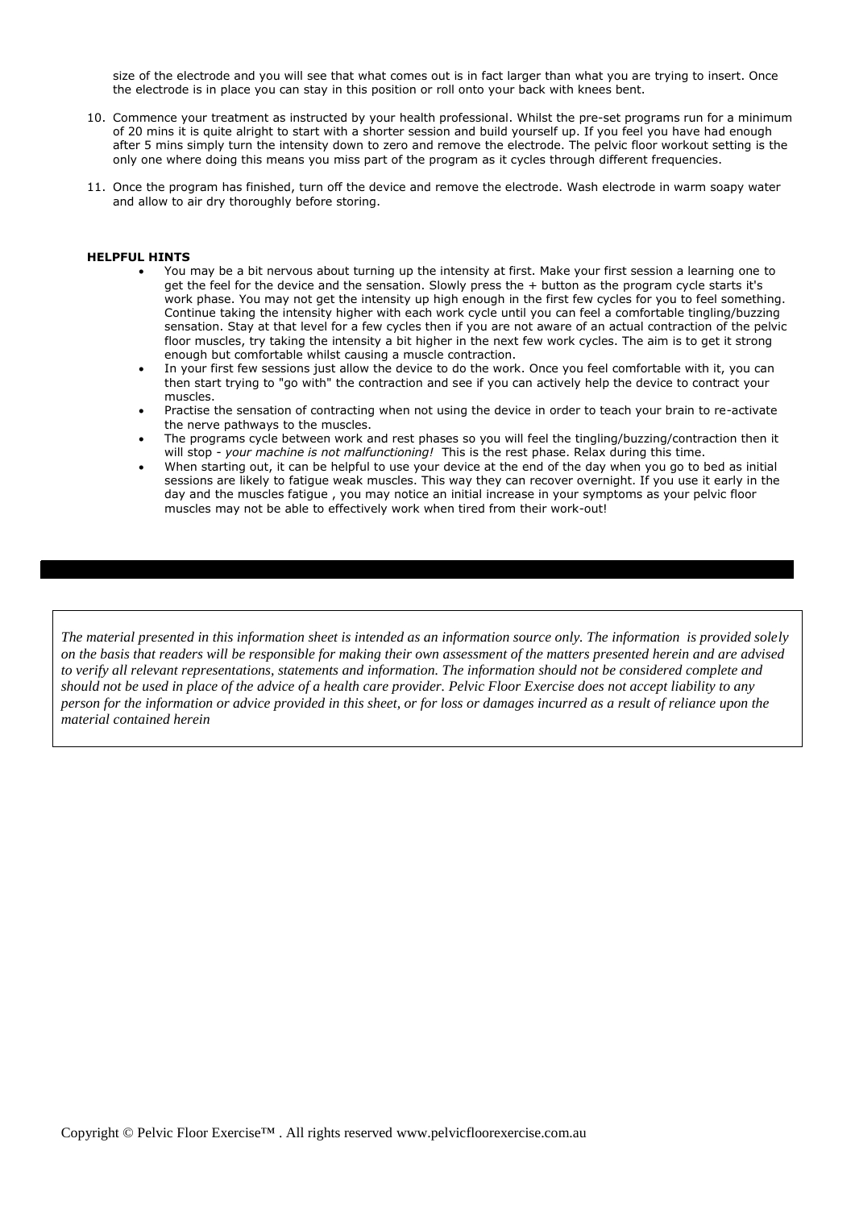size of the electrode and you will see that what comes out is in fact larger than what you are trying to insert. Once the electrode is in place you can stay in this position or roll onto your back with knees bent.

10. Commence your treatment as instructed by your health professional. Whilst the pre-set programs run for a minimum of 20 mins it is quite alright to start with a shorter session and build yourself up. If you feel you have had enough after 5 mins simply turn the intensity down to zero and remove the electrode. The pelvic floor workout setting is the only one where doing this means you miss part of the program as it cycles through different frequencies.

11. Once the program has finished, turn off the device and remove the electrode. Wash electrode in warm soapy water and allow to air dry thoroughly before storing.

**HELPFUL HINTS**

- You may be a bit nervous about turning up the intensity at first. Make your first session a learning one to get the feel for the device and the sensation. Slowly press the + button as the program cycle starts it's work phase. You may not get the intensity up high enough in the first few cycles for you to feel something. Continue taking the intensity higher with each work cycle until you can feel a comfortable tingling/buzzing sensation. Stay at that level for a few cycles then if you are not aware of an actual contraction of the pelvic floor muscles, try taking the intensity a bit higher in the next few work cycles. The aim is to get it strong enough but comfortable whilst causing a muscle contraction.
- In your first few sessions just allow the device to do the work. Once you feel comfortable with it, you can then start trying to "go with" the contraction and see if you can actively help the device to contract your muscles.
- Practise the sensation of contracting when not using the device in order to teach your brain to re-activate the nerve pathways to the muscles.
- The programs cycle between work and rest phases so you will feel the tingling/buzzing/contraction then it will stop - *your machine is not malfunctioning!* This is the rest phase. Relax during this time.
- When starting out, it can be helpful to use your device at the end of the day when you go to bed as initial sessions are likely to fatigue weak muscles. This way they can recover overnight. If you use it early in the day and the muscles fatigue , you may notice an initial increase in your symptoms as your pelvic floor muscles may not be able to effectively work when tired from their work-out!

*The material presented in this information sheet is intended as an information source only. The information is provided solely on the basis that readers will be responsible for making their own assessment of the matters presented herein and are advised to verify all relevant representations, statements and information. The information should not be considered complete and should not be used in place of the advice of a health care provider. Pelvic Floor Exercise does not accept liability to any person for the information or advice provided in this sheet, or for loss or damages incurred as a result of reliance upon the material contained herein*

Copyright © Pelvic Floor Exercise™ . All rights reserved www.pelvicfloorexercise.com.au